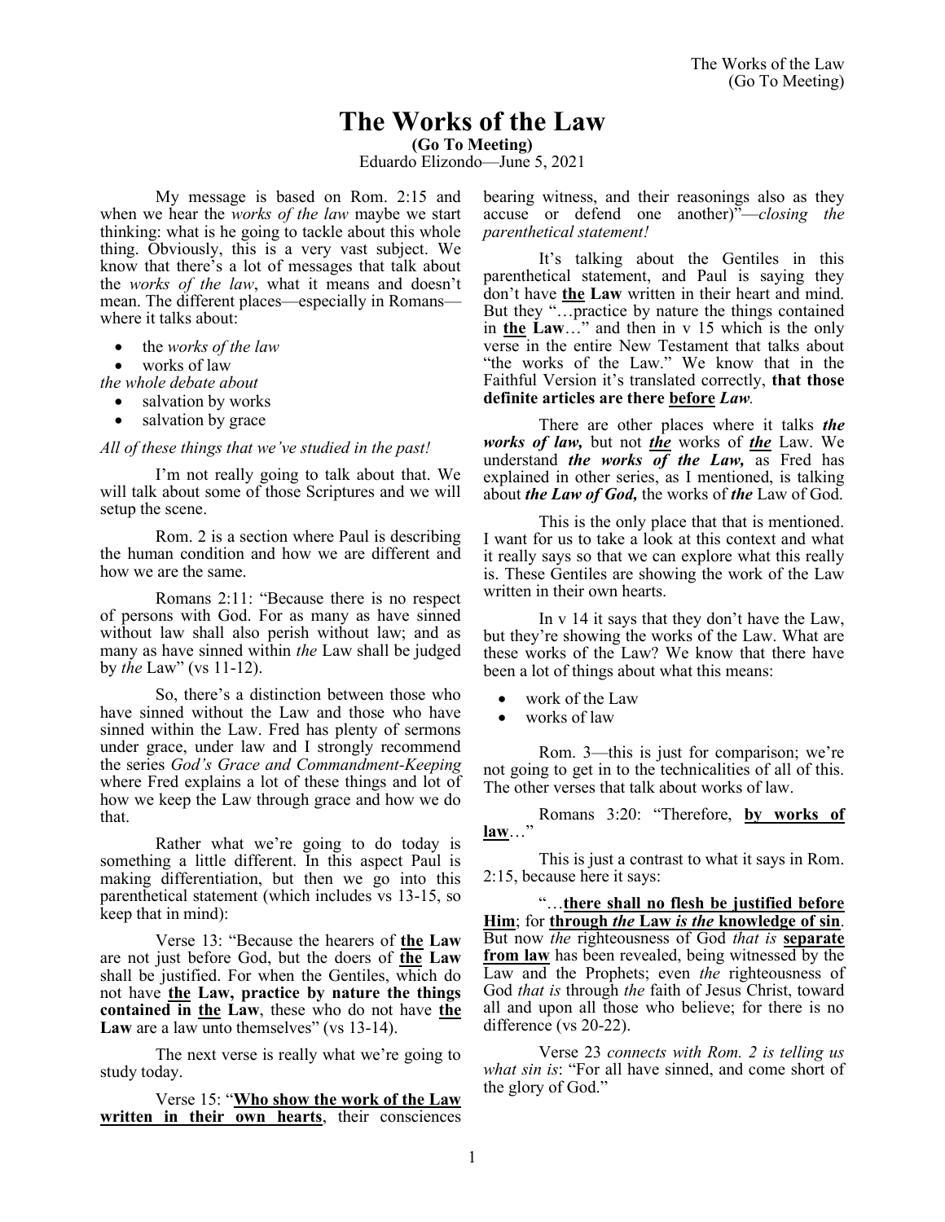# The Works of the Law

**(Go To Meeting)**

Eduardo Elizondo—June 5, 2021

My message is based on Rom. 2:15 and when we hear the *works of the law* maybe we start thinking: what is he going to tackle about this whole thing. Obviously, this is a very vast subject. We know that there's a lot of messages that talk about the *works of the law*, what it means and doesn't mean. The different places—especially in Romans—where it talks about:

- the *works of the law*
- works of law

*the whole debate about*

- salvation by works
- salvation by grace

*All of these things that we've studied in the past!*

I'm not really going to talk about that. We will talk about some of those Scriptures and we will setup the scene.

Rom. 2 is a section where Paul is describing the human condition and how we are different and how we are the same.

Romans 2:11: "Because there is no respect of persons with God. For as many as have sinned without law shall also perish without law; and as many as have sinned within *the* Law shall be judged by *the* Law" (vs 11-12).

So, there's a distinction between those who have sinned without the Law and those who have sinned within the Law. Fred has plenty of sermons under grace, under law and I strongly recommend the series *God's Grace and Commandment-Keeping* where Fred explains a lot of these things and lot of how we keep the Law through grace and how we do that.

Rather what we're going to do today is something a little different. In this aspect Paul is making differentiation, but then we go into this parenthetical statement (which includes vs 13-15, so keep that in mind):

Verse 13: "Because the hearers of **<u>the</u> Law** are not just before God, but the doers of **<u>the</u> Law** shall be justified. For when the Gentiles, which do not have **<u>the</u> Law, practice by nature the things contained in <u>the</u> Law**, these who do not have **<u>the</u> Law** are a law unto themselves" (vs 13-14).

The next verse is really what we're going to study today.

Verse 15: "**<u>Who show the work of the Law written in their own hearts</u>**, their consciences bearing witness, and their reasonings also as they accuse or defend one another)"—*closing the parenthetical statement!*

It's talking about the Gentiles in this parenthetical statement, and Paul is saying they don't have **<u>the</u> Law** written in their heart and mind. But they "…practice by nature the things contained in **<u>the</u> Law**…" and then in v 15 which is the only verse in the entire New Testament that talks about "the works of the Law." We know that in the Faithful Version it's translated correctly, **that those definite articles are there <u>before</u> *Law*.**

There are other places where it talks ***the works of law,*** but not ***<u>the</u>*** works of ***<u>the</u>*** Law. We understand ***the works of the Law,*** as Fred has explained in other series, as I mentioned, is talking about ***the Law of God,*** the works of ***the*** Law of God.

This is the only place that that is mentioned. I want for us to take a look at this context and what it really says so that we can explore what this really is. These Gentiles are showing the work of the Law written in their own hearts.

In v 14 it says that they don't have the Law, but they're showing the works of the Law. What are these works of the Law? We know that there have been a lot of things about what this means:

- work of the Law
- works of law

Rom. 3—this is just for comparison; we're not going to get in to the technicalities of all of this. The other verses that talk about works of law.

Romans 3:20: "Therefore, **<u>by works of law</u>**…"

This is just a contrast to what it says in Rom. 2:15, because here it says:

"…**<u>there shall no flesh be justified before Him</u>**; for **<u>through *the* Law *is the* knowledge of sin</u>**. But now *the* righteousness of God *that is* **<u>separate from law</u>** has been revealed, being witnessed by the Law and the Prophets; even *the* righteousness of God *that is* through *the* faith of Jesus Christ, toward all and upon all those who believe; for there is no difference (vs 20-22).

Verse 23 *connects with Rom. 2 is telling us what sin is*: "For all have sinned, and come short of the glory of God."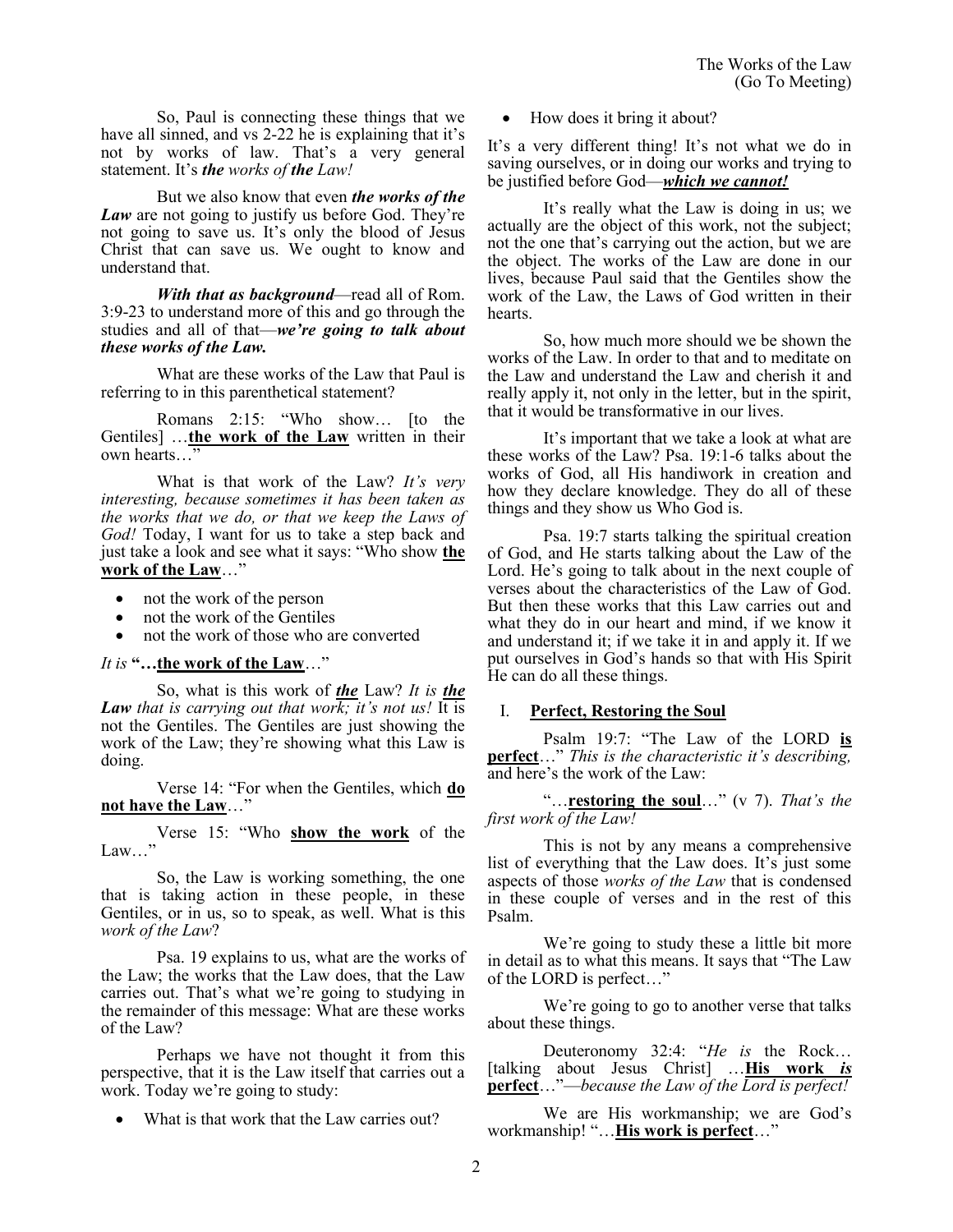So, Paul is connecting these things that we have all sinned, and vs 2-22 he is explaining that it's not by works of law. That's a very general statement. It's ***the*** *works of* ***the*** *Law!*

But we also know that even ***the works of the Law*** are not going to justify us before God. They're not going to save us. It's only the blood of Jesus Christ that can save us. We ought to know and understand that.

***With that as background***—read all of Rom. 3:9-23 to understand more of this and go through the studies and all of that—***we're going to talk about these works of the Law.***

What are these works of the Law that Paul is referring to in this parenthetical statement?

Romans 2:15: "Who show… [to the Gentiles] …**<u>the work of the Law</u>** written in their own hearts…"

What is that work of the Law? *It's very interesting, because sometimes it has been taken as the works that we do, or that we keep the Laws of God!* Today, I want for us to take a step back and just take a look and see what it says: "Who show **<u>the work of the Law</u>**…"

- not the work of the person
- not the work of the Gentiles
- not the work of those who are converted

*It is* **"…<u>the work of the Law</u>**…"

So, what is this work of ***<u>the</u>*** Law? *It is* ***<u>the</u> Law*** *that is carrying out that work; it's not us!* It is not the Gentiles. The Gentiles are just showing the work of the Law; they're showing what this Law is doing.

Verse 14: "For when the Gentiles, which **<u>do not have the Law</u>**…"

Verse 15: "Who **<u>show the work</u>** of the Law…"

So, the Law is working something, the one that is taking action in these people, in these Gentiles, or in us, so to speak, as well. What is this *work of the Law*?

Psa. 19 explains to us, what are the works of the Law; the works that the Law does, that the Law carries out. That's what we're going to studying in the remainder of this message: What are these works of the Law?

Perhaps we have not thought it from this perspective, that it is the Law itself that carries out a work. Today we're going to study:

- What is that work that the Law carries out?
- How does it bring it about?

It's a very different thing! It's not what we do in saving ourselves, or in doing our works and trying to be justified before God—***<u>which we cannot!</u>***

It's really what the Law is doing in us; we actually are the object of this work, not the subject; not the one that's carrying out the action, but we are the object. The works of the Law are done in our lives, because Paul said that the Gentiles show the work of the Law, the Laws of God written in their hearts.

So, how much more should we be shown the works of the Law. In order to that and to meditate on the Law and understand the Law and cherish it and really apply it, not only in the letter, but in the spirit, that it would be transformative in our lives.

It's important that we take a look at what are these works of the Law? Psa. 19:1-6 talks about the works of God, all His handiwork in creation and how they declare knowledge. They do all of these things and they show us Who God is.

Psa. 19:7 starts talking the spiritual creation of God, and He starts talking about the Law of the Lord. He's going to talk about in the next couple of verses about the characteristics of the Law of God. But then these works that this Law carries out and what they do in our heart and mind, if we know it and understand it; if we take it in and apply it. If we put ourselves in God's hands so that with His Spirit He can do all these things.

## I. <u>Perfect, Restoring the Soul</u>

Psalm 19:7: "The Law of the LORD **<u>is perfect</u>**…" *This is the characteristic it's describing,* and here's the work of the Law:

"…**<u>restoring the soul</u>**…" (v 7). *That's the first work of the Law!*

This is not by any means a comprehensive list of everything that the Law does. It's just some aspects of those *works of the Law* that is condensed in these couple of verses and in the rest of this Psalm.

We're going to study these a little bit more in detail as to what this means. It says that "The Law of the LORD is perfect…"

We're going to go to another verse that talks about these things.

Deuteronomy 32:4: "*He is* the Rock… [talking about Jesus Christ] …**<u>His work *is* perfect</u>**…"—*because the Law of the Lord is perfect!*

We are His workmanship; we are God's workmanship! "…**<u>His work is perfect</u>**…"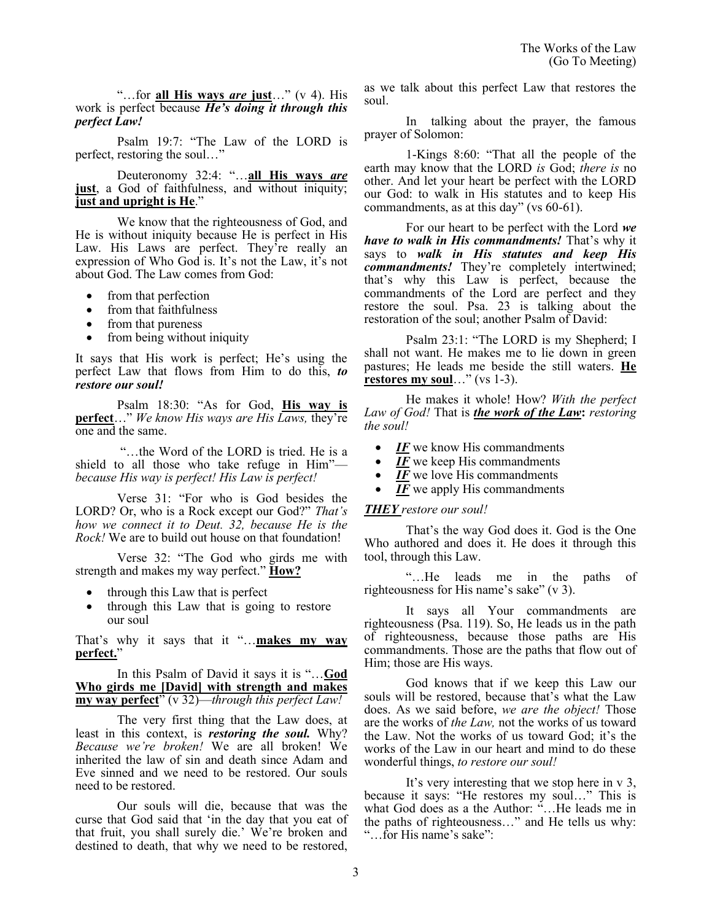"…for **all His ways *are* just**…" (v 4). His work is perfect because ***He's doing it through this perfect Law!***

Psalm 19:7: "The Law of the LORD is perfect, restoring the soul…"

Deuteronomy 32:4: "…**all His ways *are* just**, a God of faithfulness, and without iniquity; **just and upright is He**."

We know that the righteousness of God, and He is without iniquity because He is perfect in His Law. His Laws are perfect. They're really an expression of Who God is. It's not the Law, it's not about God. The Law comes from God:

- from that perfection
- from that faithfulness
- from that pureness
- from being without iniquity

It says that His work is perfect; He's using the perfect Law that flows from Him to do this, ***to restore our soul!***

Psalm 18:30: "As for God, **His way is perfect**…" *We know His ways are His Laws,* they're one and the same.

"…the Word of the LORD is tried. He is a shield to all those who take refuge in Him"—*because His way is perfect! His Law is perfect!*

Verse 31: "For who is God besides the LORD? Or, who is a Rock except our God?" *That's how we connect it to Deut. 32, because He is the Rock!* We are to build out house on that foundation!

Verse 32: "The God who girds me with strength and makes my way perfect." **How?**

- through this Law that is perfect
- through this Law that is going to restore our soul

That's why it says that it "…**makes my way perfect.**"

In this Psalm of David it says it is "…**God Who girds me [David] with strength and makes my way perfect**" (v 32)—*through this perfect Law!*

The very first thing that the Law does, at least in this context, is ***restoring the soul.*** Why? *Because we're broken!* We are all broken! We inherited the law of sin and death since Adam and Eve sinned and we need to be restored. Our souls need to be restored.

Our souls will die, because that was the curse that God said that 'in the day that you eat of that fruit, you shall surely die.' We're broken and destined to death, that why we need to be restored, as we talk about this perfect Law that restores the soul.

In talking about the prayer, the famous prayer of Solomon:

1-Kings 8:60: "That all the people of the earth may know that the LORD *is* God; *there is* no other. And let your heart be perfect with the LORD our God: to walk in His statutes and to keep His commandments, as at this day" (vs 60-61).

For our heart to be perfect with the Lord ***we have to walk in His commandments!*** That's why it says to ***walk in His statutes and keep His commandments!*** They're completely intertwined; that's why this Law is perfect, because the commandments of the Lord are perfect and they restore the soul. Psa. 23 is talking about the restoration of the soul; another Psalm of David:

Psalm 23:1: "The LORD is my Shepherd; I shall not want. He makes me to lie down in green pastures; He leads me beside the still waters. **He restores my soul**…" (vs 1-3).

He makes it whole! How? *With the perfect Law of God!* That is ***the work of the Law*****:** *restoring the soul!*

- ***IF*** we know His commandments
- ***IF*** we keep His commandments
- ***IF*** we love His commandments
- ***IF*** we apply His commandments

***THEY*** *restore our soul!*

That's the way God does it. God is the One Who authored and does it. He does it through this tool, through this Law.

"…He leads me in the paths of righteousness for His name's sake" (v 3).

It says all Your commandments are righteousness (Psa. 119). So, He leads us in the path of righteousness, because those paths are His commandments. Those are the paths that flow out of Him; those are His ways.

God knows that if we keep this Law our souls will be restored, because that's what the Law does. As we said before, *we are the object!* Those are the works of *the Law,* not the works of us toward the Law. Not the works of us toward God; it's the works of the Law in our heart and mind to do these wonderful things, *to restore our soul!*

It's very interesting that we stop here in v 3, because it says: "He restores my soul…" This is what God does as a the Author: "…He leads me in the paths of righteousness…" and He tells us why: "…for His name's sake":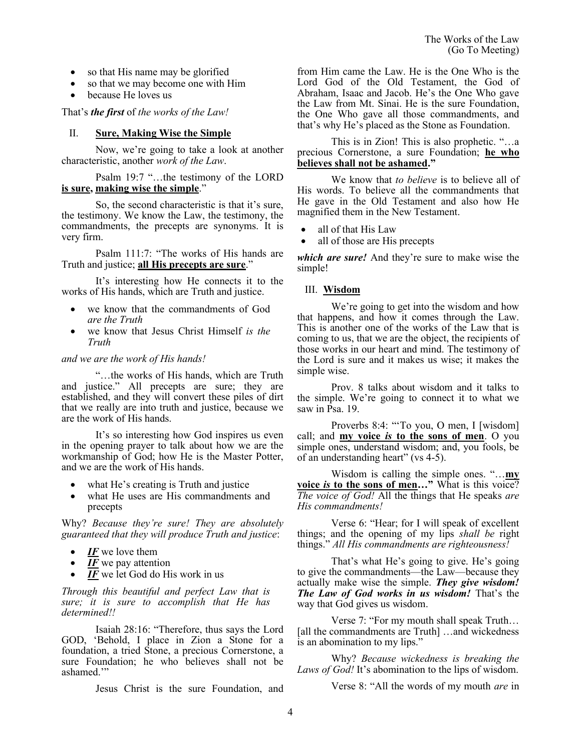- so that His name may be glorified
- so that we may become one with Him
- because He loves us

That's ***the first*** of *the works of the Law!*

## II. **Sure, Making Wise the Simple**

Now, we're going to take a look at another characteristic, another *work of the Law*.

Psalm 19:7 "…the testimony of the LORD **is sure, making wise the simple**."

So, the second characteristic is that it's sure, the testimony. We know the Law, the testimony, the commandments, the precepts are synonyms. It is very firm.

Psalm 111:7: "The works of His hands are Truth and justice; **all His precepts are sure**."

It's interesting how He connects it to the works of His hands, which are Truth and justice.

- we know that the commandments of God *are the Truth*
- we know that Jesus Christ Himself *is the Truth*

*and we are the work of His hands!*

"…the works of His hands, which are Truth and justice." All precepts are sure; they are established, and they will convert these piles of dirt that we really are into truth and justice, because we are the work of His hands.

It's so interesting how God inspires us even in the opening prayer to talk about how we are the workmanship of God; how He is the Master Potter, and we are the work of His hands.

- what He's creating is Truth and justice
- what He uses are His commandments and precepts

Why? *Because they're sure! They are absolutely guaranteed that they will produce Truth and justice*:

- ***IF*** we love them
- ***IF*** we pay attention
- ***IF*** we let God do His work in us

*Through this beautiful and perfect Law that is sure; it is sure to accomplish that He has determined!!*

Isaiah 28:16: "Therefore, thus says the Lord GOD, 'Behold, I place in Zion a Stone for a foundation, a tried Stone, a precious Cornerstone, a sure Foundation; he who believes shall not be ashamed.'"

Jesus Christ is the sure Foundation, and from Him came the Law. He is the One Who is the Lord God of the Old Testament, the God of Abraham, Isaac and Jacob. He's the One Who gave the Law from Mt. Sinai. He is the sure Foundation, the One Who gave all those commandments, and that's why He's placed as the Stone as Foundation.

This is in Zion! This is also prophetic. "…a precious Cornerstone, a sure Foundation; **he who believes shall not be ashamed.**"

We know that *to believe* is to believe all of His words. To believe all the commandments that He gave in the Old Testament and also how He magnified them in the New Testament.

- all of that His Law
- all of those are His precepts

***which are sure!*** And they're sure to make wise the simple!

## III. **Wisdom**

We're going to get into the wisdom and how that happens, and how it comes through the Law. This is another one of the works of the Law that is coming to us, that we are the object, the recipients of those works in our heart and mind. The testimony of the Lord is sure and it makes us wise; it makes the simple wise.

Prov. 8 talks about wisdom and it talks to the simple. We're going to connect it to what we saw in Psa. 19.

Proverbs 8:4: "'To you, O men, I [wisdom] call; and **my voice *is* to the sons of men**. O you simple ones, understand wisdom; and, you fools, be of an understanding heart" (vs 4-5).

Wisdom is calling the simple ones. "…**my voice *is* to the sons of men…**" What is this voice? *The voice of God!* All the things that He speaks *are His commandments!*

Verse 6: "Hear; for I will speak of excellent things; and the opening of my lips *shall be* right things." *All His commandments are righteousness!*

That's what He's going to give. He's going to give the commandments—the Law—because they actually make wise the simple. ***They give wisdom! The Law of God works in us wisdom!*** That's the way that God gives us wisdom.

Verse 7: "For my mouth shall speak Truth… [all the commandments are Truth] …and wickedness is an abomination to my lips."

Why? *Because wickedness is breaking the Laws of God!* It's abomination to the lips of wisdom.

Verse 8: "All the words of my mouth *are* in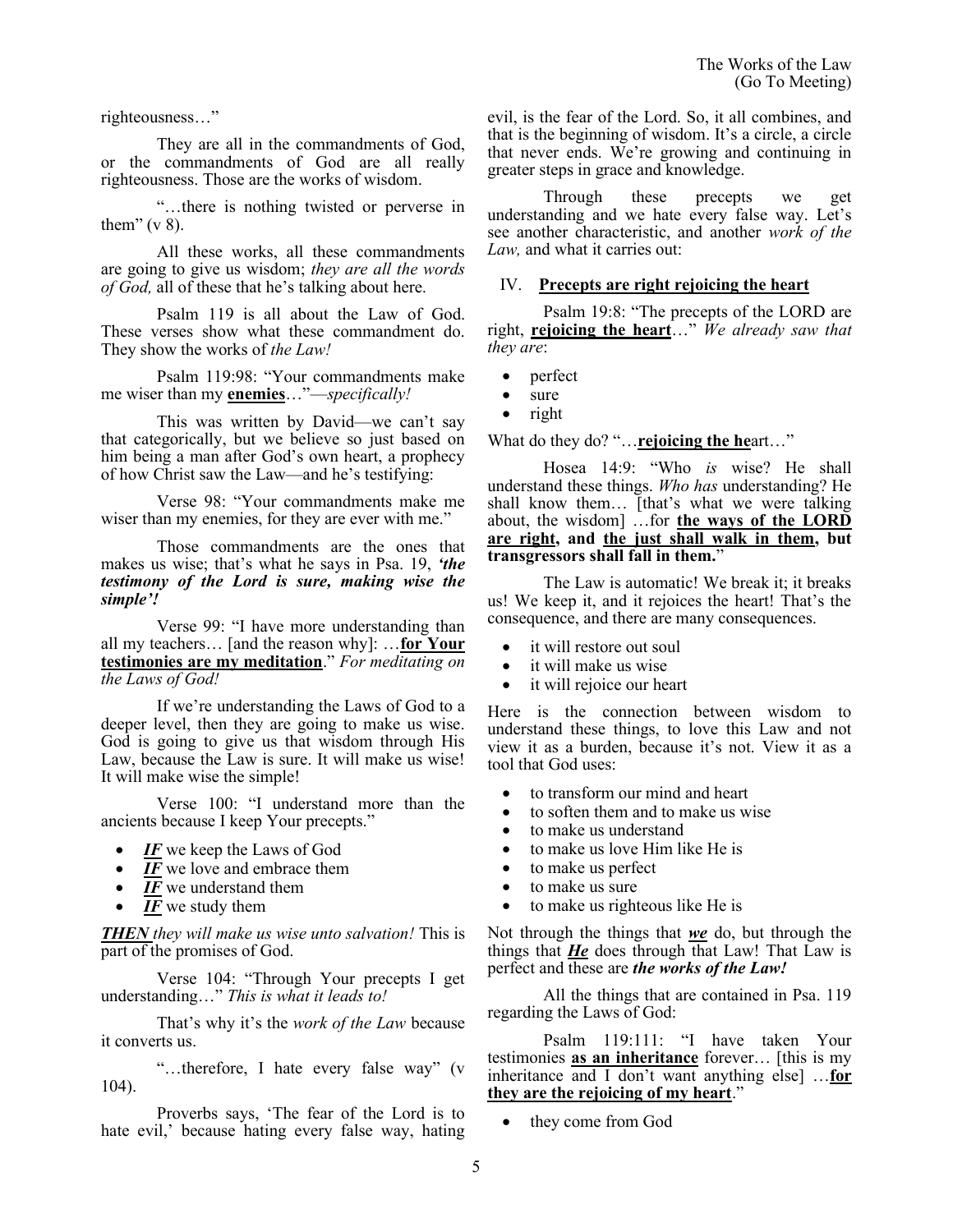righteousness…"

They are all in the commandments of God, or the commandments of God are all really righteousness. Those are the works of wisdom.

"…there is nothing twisted or perverse in them" (v 8).

All these works, all these commandments are going to give us wisdom; *they are all the words of God,* all of these that he's talking about here.

Psalm 119 is all about the Law of God. These verses show what these commandment do. They show the works of *the Law!*

Psalm 119:98: "Your commandments make me wiser than my **enemies**…"—*specifically!*

This was written by David—we can't say that categorically, but we believe so just based on him being a man after God's own heart, a prophecy of how Christ saw the Law—and he's testifying:

Verse 98: "Your commandments make me wiser than my enemies, for they are ever with me."

Those commandments are the ones that makes us wise; that's what he says in Psa. 19, ***'the testimony of the Lord is sure, making wise the simple'!***

Verse 99: "I have more understanding than all my teachers… [and the reason why]: …**for Your testimonies are my meditation**." *For meditating on the Laws of God!*

If we're understanding the Laws of God to a deeper level, then they are going to make us wise. God is going to give us that wisdom through His Law, because the Law is sure. It will make us wise! It will make wise the simple!

Verse 100: "I understand more than the ancients because I keep Your precepts."

- ***IF*** we keep the Laws of God
- ***IF*** we love and embrace them
- ***IF*** we understand them
- ***IF*** we study them

***THEN*** *they will make us wise unto salvation!* This is part of the promises of God.

Verse 104: "Through Your precepts I get understanding…" *This is what it leads to!*

That's why it's the *work of the Law* because it converts us.

"…therefore, I hate every false way" (v 104).

Proverbs says, 'The fear of the Lord is to hate evil,' because hating every false way, hating evil, is the fear of the Lord. So, it all combines, and that is the beginning of wisdom. It's a circle, a circle that never ends. We're growing and continuing in greater steps in grace and knowledge.

Through these precepts we get understanding and we hate every false way. Let's see another characteristic, and another *work of the Law,* and what it carries out:

## IV. Precepts are right rejoicing the heart

Psalm 19:8: "The precepts of the LORD are right, **rejoicing the heart**…" *We already saw that they are*:

- perfect
- sure
- right

What do they do? "…**rejoicing the he**art…"

Hosea 14:9: "Who *is* wise? He shall understand these things. *Who has* understanding? He shall know them… [that's what we were talking about, the wisdom] …for **the ways of the LORD are right, and the just shall walk in them, but transgressors shall fall in them.**"

The Law is automatic! We break it; it breaks us! We keep it, and it rejoices the heart! That's the consequence, and there are many consequences.

- it will restore out soul
- it will make us wise
- it will rejoice our heart

Here is the connection between wisdom to understand these things, to love this Law and not view it as a burden, because it's not. View it as a tool that God uses:

- to transform our mind and heart
- to soften them and to make us wise
- to make us understand
- to make us love Him like He is
- to make us perfect
- to make us sure
- to make us righteous like He is

Not through the things that ***we*** do, but through the things that ***He*** does through that Law! That Law is perfect and these are ***the works of the Law!***

All the things that are contained in Psa. 119 regarding the Laws of God:

Psalm 119:111: "I have taken Your testimonies **as an inheritance** forever… [this is my inheritance and I don't want anything else] …**for they are the rejoicing of my heart**."

- they come from God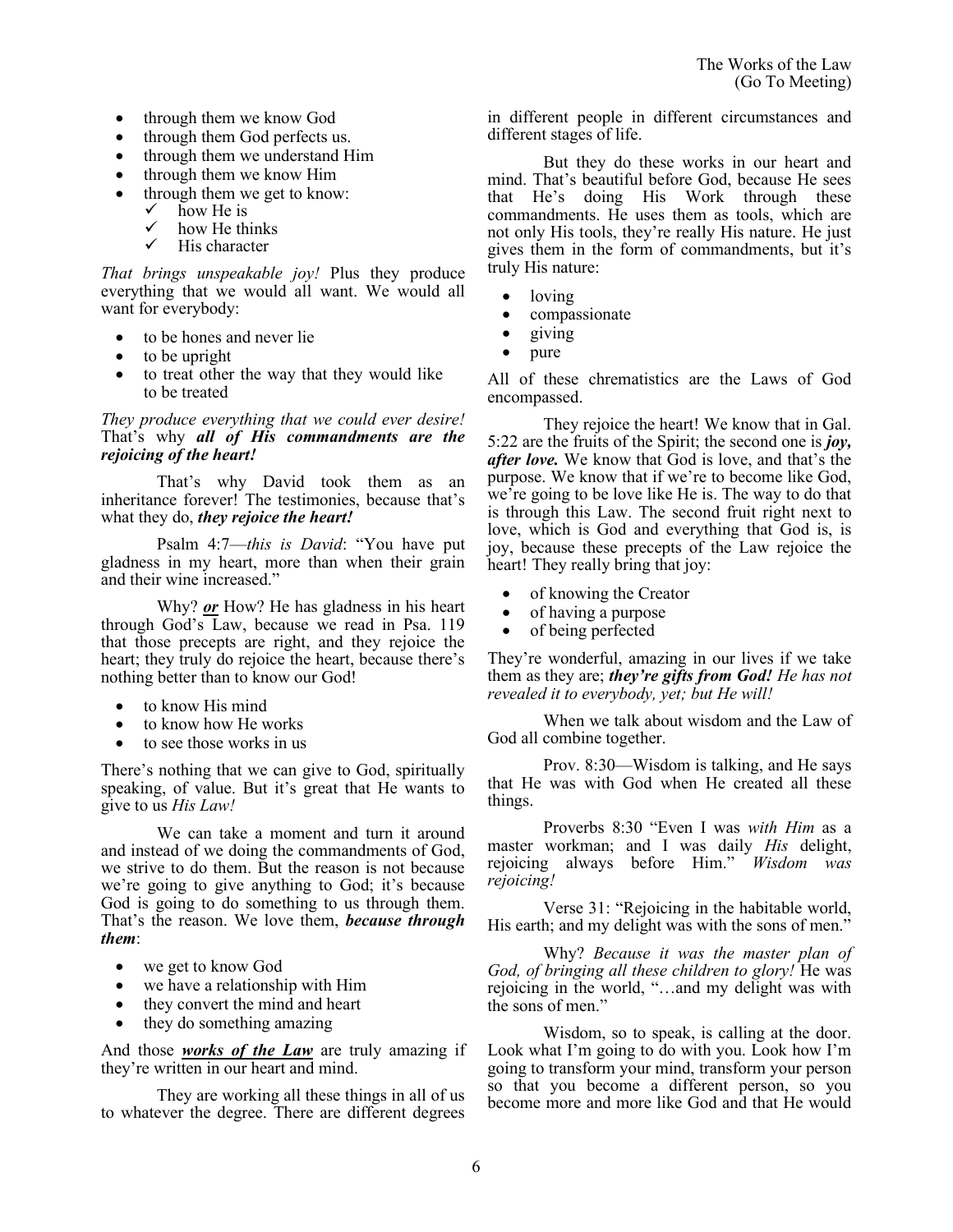- through them we know God
- through them God perfects us.
- through them we understand Him
- through them we know Him
- through them we get to know:
    - ✓ how He is
    - ✓ how He thinks
    - ✓ His character

*That brings unspeakable joy!* Plus they produce everything that we would all want. We would all want for everybody:

- to be hones and never lie
- to be upright
- to treat other the way that they would like to be treated

*They produce everything that we could ever desire!* That's why ***all of His commandments are the rejoicing of the heart!***

That's why David took them as an inheritance forever! The testimonies, because that's what they do, ***they rejoice the heart!***

Psalm 4:7—*this is David*: "You have put gladness in my heart, more than when their grain and their wine increased."

Why? ***or*** How? He has gladness in his heart through God's Law, because we read in Psa. 119 that those precepts are right, and they rejoice the heart; they truly do rejoice the heart, because there's nothing better than to know our God!

- to know His mind
- to know how He works
- to see those works in us

There's nothing that we can give to God, spiritually speaking, of value. But it's great that He wants to give to us *His Law!*

We can take a moment and turn it around and instead of we doing the commandments of God, we strive to do them. But the reason is not because we're going to give anything to God; it's because God is going to do something to us through them. That's the reason. We love them, ***because through them***:

- we get to know God
- we have a relationship with Him
- they convert the mind and heart
- they do something amazing

And those ***works of the Law*** are truly amazing if they're written in our heart and mind.

They are working all these things in all of us to whatever the degree. There are different degrees in different people in different circumstances and different stages of life.

But they do these works in our heart and mind. That's beautiful before God, because He sees that He's doing His Work through these commandments. He uses them as tools, which are not only His tools, they're really His nature. He just gives them in the form of commandments, but it's truly His nature:

- loving
- compassionate
- giving
- pure

All of these chrematistics are the Laws of God encompassed.

They rejoice the heart! We know that in Gal. 5:22 are the fruits of the Spirit; the second one is ***joy, after love.*** We know that God is love, and that's the purpose. We know that if we're to become like God, we're going to be love like He is. The way to do that is through this Law. The second fruit right next to love, which is God and everything that God is, is joy, because these precepts of the Law rejoice the heart! They really bring that joy:

- of knowing the Creator
- of having a purpose
- of being perfected

They're wonderful, amazing in our lives if we take them as they are; ***they're gifts from God!*** *He has not revealed it to everybody, yet; but He will!*

When we talk about wisdom and the Law of God all combine together.

Prov. 8:30—Wisdom is talking, and He says that He was with God when He created all these things.

Proverbs 8:30 "Even I was *with Him* as a master workman; and I was daily *His* delight, rejoicing always before Him." *Wisdom was rejoicing!*

Verse 31: "Rejoicing in the habitable world, His earth; and my delight was with the sons of men."

Why? *Because it was the master plan of God, of bringing all these children to glory!* He was rejoicing in the world, "…and my delight was with the sons of men."

Wisdom, so to speak, is calling at the door. Look what I'm going to do with you. Look how I'm going to transform your mind, transform your person so that you become a different person, so you become more and more like God and that He would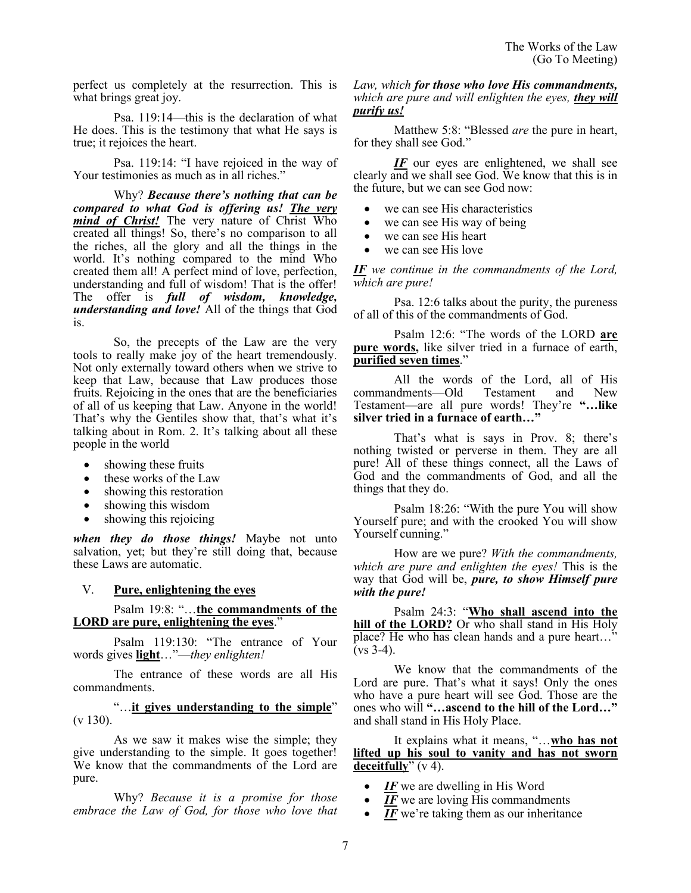perfect us completely at the resurrection. This is what brings great joy.

Psa. 119:14—this is the declaration of what He does. This is the testimony that what He says is true; it rejoices the heart.

Psa. 119:14: "I have rejoiced in the way of Your testimonies as much as in all riches."

Why? ***Because there's nothing that can be compared to what God is offering us! <u>The very mind of Christ!</u>*** The very nature of Christ Who created all things! So, there's no comparison to all the riches, all the glory and all the things in the world. It's nothing compared to the mind Who created them all! A perfect mind of love, perfection, understanding and full of wisdom! That is the offer! The offer is ***full of wisdom, knowledge, understanding and love!*** All of the things that God is.

So, the precepts of the Law are the very tools to really make joy of the heart tremendously. Not only externally toward others when we strive to keep that Law, because that Law produces those fruits. Rejoicing in the ones that are the beneficiaries of all of us keeping that Law. Anyone in the world! That's why the Gentiles show that, that's what it's talking about in Rom. 2. It's talking about all these people in the world

- showing these fruits
- these works of the Law
- showing this restoration
- showing this wisdom
- showing this rejoicing

***when they do those things!*** Maybe not unto salvation, yet; but they're still doing that, because these Laws are automatic.

## V. <u>Pure, enlightening the eyes</u>

Psalm 19:8: "…**<u>the commandments of the LORD are pure, enlightening the eyes</u>**."

Psalm 119:130: "The entrance of Your words gives **<u>light</u>**…"—*they enlighten!*

The entrance of these words are all His commandments.

"…**<u>it gives understanding to the simple</u>**" (v 130).

As we saw it makes wise the simple; they give understanding to the simple. It goes together! We know that the commandments of the Lord are pure.

Why? *Because it is a promise for those embrace the Law of God, for those who love that Law, which **for those who love His commandments,** which are pure and will enlighten the eyes, **<u>they will purify us!</u>***

Matthew 5:8: "Blessed *are* the pure in heart, for they shall see God."

***<u>IF</u>*** our eyes are enlightened, we shall see clearly and we shall see God. We know that this is in the future, but we can see God now:

- we can see His characteristics
- we can see His way of being
- we can see His heart
- we can see His love

***<u>IF</u>*** *we continue in the commandments of the Lord, which are pure!*

Psa. 12:6 talks about the purity, the pureness of all of this of the commandments of God.

Psalm 12:6: "The words of the LORD **<u>are pure words,</u>** like silver tried in a furnace of earth, **<u>purified seven times</u>**."

All the words of the Lord, all of His commandments—Old Testament and New Testament—are all pure words! They're **"…like silver tried in a furnace of earth…"**

That's what is says in Prov. 8; there's nothing twisted or perverse in them. They are all pure! All of these things connect, all the Laws of God and the commandments of God, and all the things that they do.

Psalm 18:26: "With the pure You will show Yourself pure; and with the crooked You will show Yourself cunning."

How are we pure? *With the commandments, which are pure and enlighten the eyes!* This is the way that God will be, ***pure, to show Himself pure with the pure!***

Psalm 24:3: "**<u>Who shall ascend into the hill of the LORD?</u>** Or who shall stand in His Holy place? He who has clean hands and a pure heart…" (vs 3-4).

We know that the commandments of the Lord are pure. That's what it says! Only the ones who have a pure heart will see God. Those are the ones who will **"…ascend to the hill of the Lord…"** and shall stand in His Holy Place.

It explains what it means, "…**<u>who has not lifted up his soul to vanity and has not sworn deceitfully</u>**" (v 4).

- ***<u>IF</u>*** we are dwelling in His Word
- ***<u>IF</u>*** we are loving His commandments
- ***<u>IF</u>*** we're taking them as our inheritance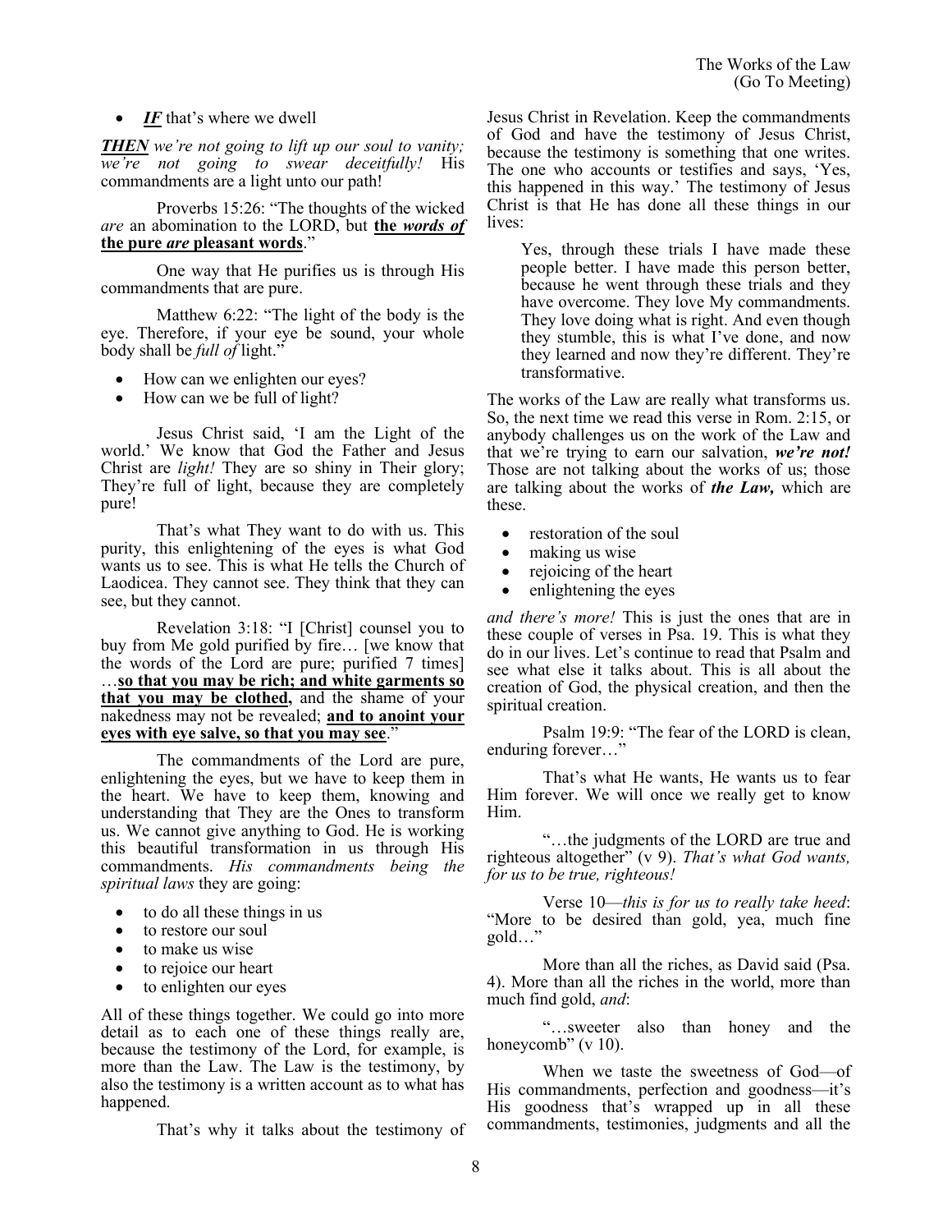- ***IF*** that's where we dwell

***THEN*** *we're not going to lift up our soul to vanity; we're not going to swear deceitfully!* His commandments are a light unto our path!

Proverbs 15:26: "The thoughts of the wicked *are* an abomination to the LORD, but **the *words of* the pure *are* pleasant words**."

One way that He purifies us is through His commandments that are pure.

Matthew 6:22: "The light of the body is the eye. Therefore, if your eye be sound, your whole body shall be *full of* light."

- How can we enlighten our eyes?
- How can we be full of light?

Jesus Christ said, 'I am the Light of the world.' We know that God the Father and Jesus Christ are *light!* They are so shiny in Their glory; They're full of light, because they are completely pure!

That's what They want to do with us. This purity, this enlightening of the eyes is what God wants us to see. This is what He tells the Church of Laodicea. They cannot see. They think that they can see, but they cannot.

Revelation 3:18: "I [Christ] counsel you to buy from Me gold purified by fire… [we know that the words of the Lord are pure; purified 7 times] …**so that you may be rich; and white garments so that you may be clothed,** and the shame of your nakedness may not be revealed; **and to anoint your eyes with eye salve, so that you may see**."

The commandments of the Lord are pure, enlightening the eyes, but we have to keep them in the heart. We have to keep them, knowing and understanding that They are the Ones to transform us. We cannot give anything to God. He is working this beautiful transformation in us through His commandments. *His commandments being the spiritual laws* they are going:

- to do all these things in us
- to restore our soul
- to make us wise
- to rejoice our heart
- to enlighten our eyes

All of these things together. We could go into more detail as to each one of these things really are, because the testimony of the Lord, for example, is more than the Law. The Law is the testimony, by also the testimony is a written account as to what has happened.

That's why it talks about the testimony of Jesus Christ in Revelation. Keep the commandments of God and have the testimony of Jesus Christ, because the testimony is something that one writes. The one who accounts or testifies and says, 'Yes, this happened in this way.' The testimony of Jesus Christ is that He has done all these things in our lives:

> Yes, through these trials I have made these people better. I have made this person better, because he went through these trials and they have overcome. They love My commandments. They love doing what is right. And even though they stumble, this is what I've done, and now they learned and now they're different. They're transformative.

The works of the Law are really what transforms us. So, the next time we read this verse in Rom. 2:15, or anybody challenges us on the work of the Law and that we're trying to earn our salvation, ***we're not!*** Those are not talking about the works of us; those are talking about the works of ***the Law,*** which are these.

- restoration of the soul
- making us wise
- rejoicing of the heart
- enlightening the eyes

*and there's more!* This is just the ones that are in these couple of verses in Psa. 19. This is what they do in our lives. Let's continue to read that Psalm and see what else it talks about. This is all about the creation of God, the physical creation, and then the spiritual creation.

Psalm 19:9: "The fear of the LORD is clean, enduring forever…"

That's what He wants, He wants us to fear Him forever. We will once we really get to know Him.

"…the judgments of the LORD are true and righteous altogether" (v 9). *That's what God wants, for us to be true, righteous!*

Verse 10—*this is for us to really take heed*: "More to be desired than gold, yea, much fine gold…"

More than all the riches, as David said (Psa. 4). More than all the riches in the world, more than much find gold, *and*:

"…sweeter also than honey and the honeycomb" (v 10).

When we taste the sweetness of God—of His commandments, perfection and goodness—it's His goodness that's wrapped up in all these commandments, testimonies, judgments and all the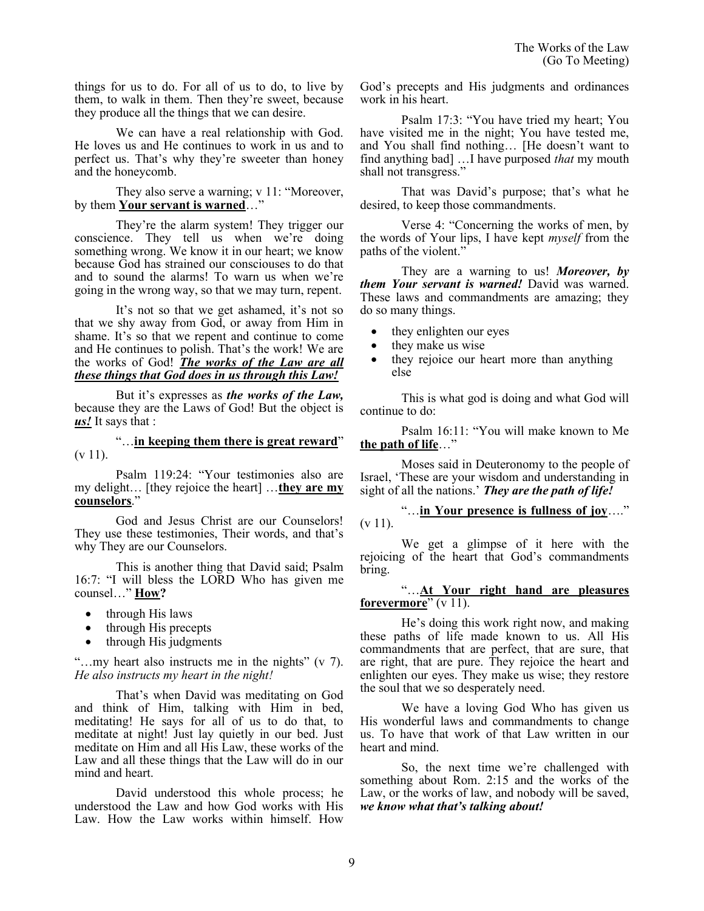things for us to do. For all of us to do, to live by them, to walk in them. Then they're sweet, because they produce all the things that we can desire.

We can have a real relationship with God. He loves us and He continues to work in us and to perfect us. That's why they're sweeter than honey and the honeycomb.

They also serve a warning; v 11: "Moreover, by them **<u>Your servant is warned</u>**…"

They're the alarm system! They trigger our conscience. They tell us when we're doing something wrong. We know it in our heart; we know because God has strained our consciouses to do that and to sound the alarms! To warn us when we're going in the wrong way, so that we may turn, repent.

It's not so that we get ashamed, it's not so that we shy away from God, or away from Him in shame. It's so that we repent and continue to come and He continues to polish. That's the work! We are the works of God! ***<u>The works of the Law are all these things that God does in us through this Law!</u>***

But it's expresses as ***the works of the Law,*** because they are the Laws of God! But the object is ***<u>us!</u>*** It says that :

"…**<u>in keeping them there is great reward</u>**" (v 11).

Psalm 119:24: "Your testimonies also are my delight… [they rejoice the heart] …**<u>they are my counselors</u>**."

God and Jesus Christ are our Counselors! They use these testimonies, Their words, and that's why They are our Counselors.

This is another thing that David said; Psalm 16:7: "I will bless the LORD Who has given me counsel…" **<u>How</u>?**

- through His laws
- through His precepts
- through His judgments

"…my heart also instructs me in the nights" (v 7). *He also instructs my heart in the night!*

That's when David was meditating on God and think of Him, talking with Him in bed, meditating! He says for all of us to do that, to meditate at night! Just lay quietly in our bed. Just meditate on Him and all His Law, these works of the Law and all these things that the Law will do in our mind and heart.

David understood this whole process; he understood the Law and how God works with His Law. How the Law works within himself. How God's precepts and His judgments and ordinances work in his heart.

Psalm 17:3: "You have tried my heart; You have visited me in the night; You have tested me, and You shall find nothing… [He doesn't want to find anything bad] …I have purposed *that* my mouth shall not transgress."

That was David's purpose; that's what he desired, to keep those commandments.

Verse 4: "Concerning the works of men, by the words of Your lips, I have kept *myself* from the paths of the violent."

They are a warning to us! ***Moreover, by them Your servant is warned!*** David was warned. These laws and commandments are amazing; they do so many things.

- they enlighten our eyes
- they make us wise
- they rejoice our heart more than anything else

This is what god is doing and what God will continue to do:

Psalm 16:11: "You will make known to Me **<u>the path of life</u>**…"

Moses said in Deuteronomy to the people of Israel, 'These are your wisdom and understanding in sight of all the nations.' ***They are the path of life!***

"…**<u>in Your presence is fullness of joy</u>**…." (v 11).

We get a glimpse of it here with the rejoicing of the heart that God's commandments bring.

"…**<u>At Your right hand are pleasures forevermore</u>**" (v 11).

He's doing this work right now, and making these paths of life made known to us. All His commandments that are perfect, that are sure, that are right, that are pure. They rejoice the heart and enlighten our eyes. They make us wise; they restore the soul that we so desperately need.

We have a loving God Who has given us His wonderful laws and commandments to change us. To have that work of that Law written in our heart and mind.

So, the next time we're challenged with something about Rom. 2:15 and the works of the Law, or the works of law, and nobody will be saved, ***we know what that's talking about!***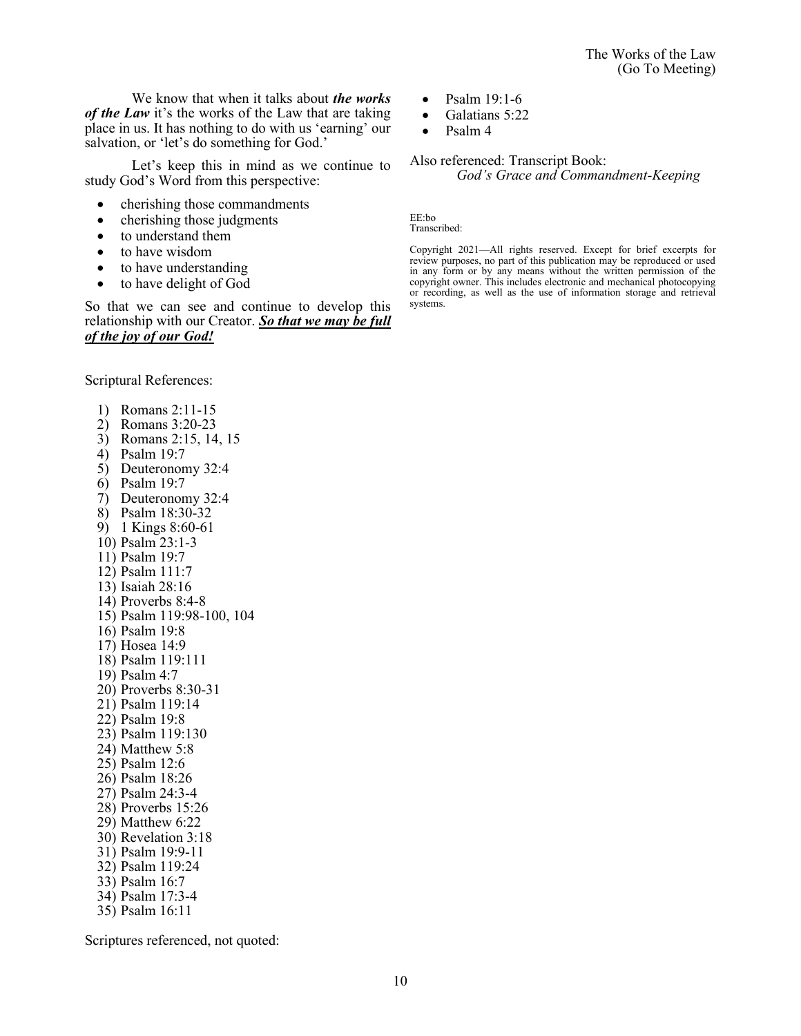We know that when it talks about ***the works of the Law*** it's the works of the Law that are taking place in us. It has nothing to do with us 'earning' our salvation, or 'let's do something for God.'

Let's keep this in mind as we continue to study God's Word from this perspective:

- cherishing those commandments
- cherishing those judgments
- to understand them
- to have wisdom
- to have understanding
- to have delight of God

So that we can see and continue to develop this relationship with our Creator. ***<u>So that we may be full of the joy of our God!</u>***

Scriptural References:

1) Romans 2:11-15
2) Romans 3:20-23
3) Romans 2:15, 14, 15
4) Psalm 19:7
5) Deuteronomy 32:4
6) Psalm 19:7
7) Deuteronomy 32:4
8) Psalm 18:30-32
9) 1 Kings 8:60-61
10) Psalm 23:1-3
11) Psalm 19:7
12) Psalm 111:7
13) Isaiah 28:16
14) Proverbs 8:4-8
15) Psalm 119:98-100, 104
16) Psalm 19:8
17) Hosea 14:9
18) Psalm 119:111
19) Psalm 4:7
20) Proverbs 8:30-31
21) Psalm 119:14
22) Psalm 19:8
23) Psalm 119:130
24) Matthew 5:8
25) Psalm 12:6
26) Psalm 18:26
27) Psalm 24:3-4
28) Proverbs 15:26
29) Matthew 6:22
30) Revelation 3:18
31) Psalm 19:9-11
32) Psalm 119:24
33) Psalm 16:7
34) Psalm 17:3-4
35) Psalm 16:11

Scriptures referenced, not quoted:

- Psalm 19:1-6
- Galatians 5:22
- Psalm 4

Also referenced: Transcript Book:
*God's Grace and Commandment-Keeping*

EE:bo
Transcribed:

Copyright 2021—All rights reserved. Except for brief excerpts for review purposes, no part of this publication may be reproduced or used in any form or by any means without the written permission of the copyright owner. This includes electronic and mechanical photocopying or recording, as well as the use of information storage and retrieval systems.